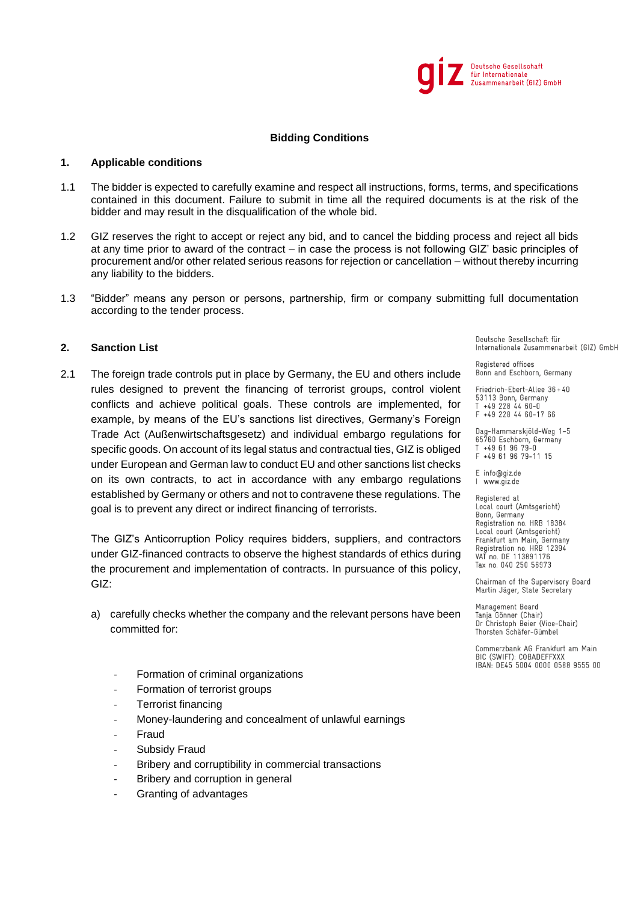Deutsche Gesellschaft für Internationale Zusammenarbeit (GIZ) GmbH

# Bidding Conditions

## 1. Applicable conditions

1.1 The bidder is expected to carefully examine and respect all instructions, forms, terms, and specifications contained in this document. Failure to submit in time all the required documents is at the risk of the bidder and may result in the disqualification of the whole bid.

1.2 GIZ reserves the right to accept or reject any bid, and to cancel the bidding process and reject all bids at any time prior to award of the contract – in case the process is not following GIZ' basic principles of procurement and/or other related serious reasons for rejection or cancellation – without thereby incurring any liability to the bidders.

1.3 "Bidder" means any person or persons, partnership, firm or company submitting full documentation according to the tender process.

## 2. Sanction List

2.1 The foreign trade controls put in place by Germany, the EU and others include rules designed to prevent the financing of terrorist groups, control violent conflicts and achieve political goals. These controls are implemented, for example, by means of the EU's sanctions list directives, Germany's Foreign Trade Act (Außenwirtschaftsgesetz) and individual embargo regulations for specific goods. On account of its legal status and contractual ties, GIZ is obliged under European and German law to conduct EU and other sanctions list checks on its own contracts, to act in accordance with any embargo regulations established by Germany or others and not to contravene these regulations. The goal is to prevent any direct or indirect financing of terrorists.

The GIZ's Anticorruption Policy requires bidders, suppliers, and contractors under GIZ-financed contracts to observe the highest standards of ethics during the procurement and implementation of contracts. In pursuance of this policy, GIZ:

a) carefully checks whether the company and the relevant persons have been committed for:

- Formation of criminal organizations
- Formation of terrorist groups
- Terrorist financing
- Money-laundering and concealment of unlawful earnings
- Fraud
- Subsidy Fraud
- Bribery and corruptibility in commercial transactions
- Bribery and corruption in general
- Granting of advantages

Deutsche Gesellschaft für Internationale Zusammenarbeit (GIZ) GmbH

Registered offices
Bonn and Eschborn, Germany

Friedrich-Ebert-Allee 36 + 40
53113 Bonn, Germany
T +49 228 44 60-0
F +49 228 44 60-17 66

Dag-Hammarskjöld-Weg 1-5
65760 Eschborn, Germany
T +49 61 96 79-0
F +49 61 96 79-11 15

E info@giz.de
I www.giz.de

Registered at
Local court (Amtsgericht)
Bonn, Germany
Registration no. HRB 18384
Local court (Amtsgericht)
Frankfurt am Main, Germany
Registration no. HRB 12394
VAT no. DE 113891176
Tax no. 040 250 56973

Chairman of the Supervisory Board
Martin Jäger, State Secretary

Management Board
Tanja Gönner (Chair)
Dr Christoph Beier (Vice-Chair)
Thorsten Schäfer-Gümbel

Commerzbank AG Frankfurt am Main
BIC (SWIFT): COBADEFFXXX
IBAN: DE45 5004 0000 0588 9555 00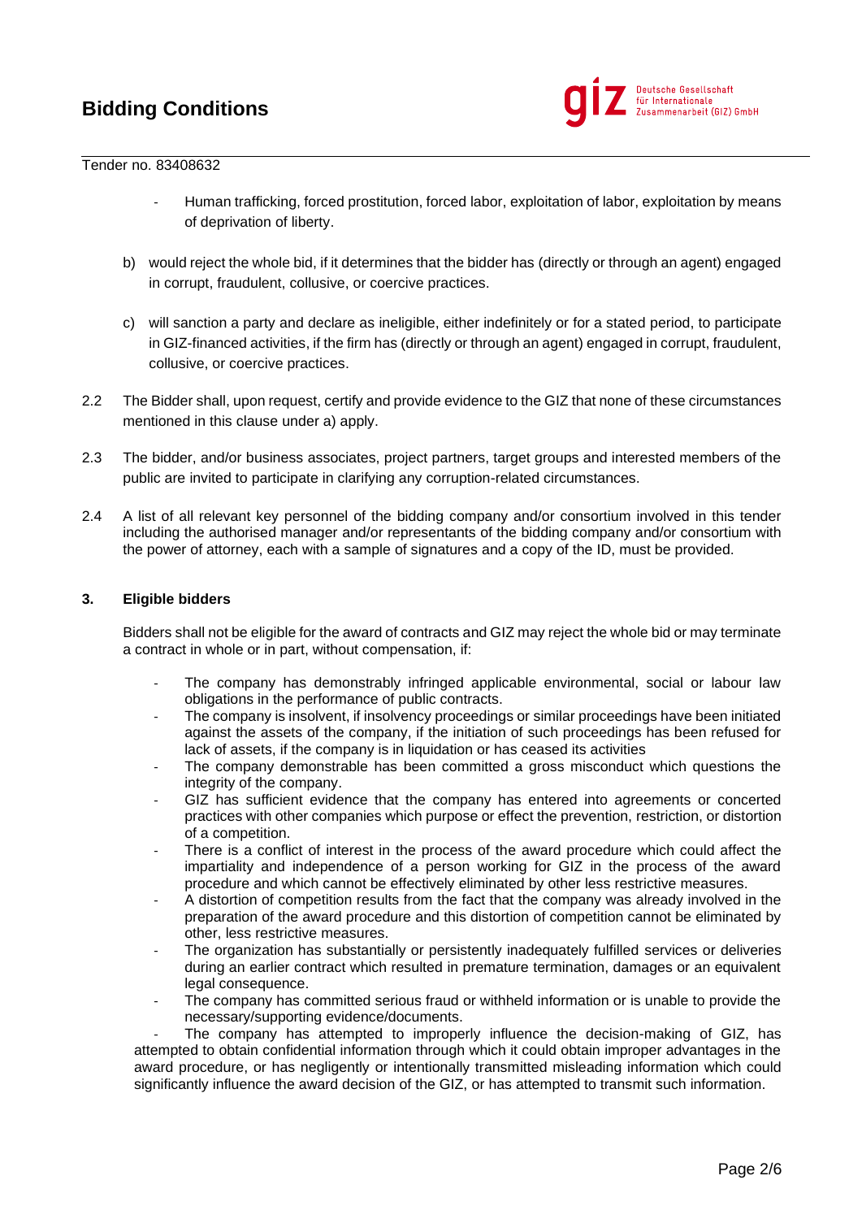- Human trafficking, forced prostitution, forced labor, exploitation of labor, exploitation by means of deprivation of liberty.

b) would reject the whole bid, if it determines that the bidder has (directly or through an agent) engaged in corrupt, fraudulent, collusive, or coercive practices.

c) will sanction a party and declare as ineligible, either indefinitely or for a stated period, to participate in GIZ-financed activities, if the firm has (directly or through an agent) engaged in corrupt, fraudulent, collusive, or coercive practices.

2.2 The Bidder shall, upon request, certify and provide evidence to the GIZ that none of these circumstances mentioned in this clause under a) apply.

2.3 The bidder, and/or business associates, project partners, target groups and interested members of the public are invited to participate in clarifying any corruption-related circumstances.

2.4 A list of all relevant key personnel of the bidding company and/or consortium involved in this tender including the authorised manager and/or representants of the bidding company and/or consortium with the power of attorney, each with a sample of signatures and a copy of the ID, must be provided.

## 3. Eligible bidders

Bidders shall not be eligible for the award of contracts and GIZ may reject the whole bid or may terminate a contract in whole or in part, without compensation, if:

- The company has demonstrably infringed applicable environmental, social or labour law obligations in the performance of public contracts.
- The company is insolvent, if insolvency proceedings or similar proceedings have been initiated against the assets of the company, if the initiation of such proceedings has been refused for lack of assets, if the company is in liquidation or has ceased its activities
- The company demonstrable has been committed a gross misconduct which questions the integrity of the company.
- GIZ has sufficient evidence that the company has entered into agreements or concerted practices with other companies which purpose or effect the prevention, restriction, or distortion of a competition.
- There is a conflict of interest in the process of the award procedure which could affect the impartiality and independence of a person working for GIZ in the process of the award procedure and which cannot be effectively eliminated by other less restrictive measures.
- A distortion of competition results from the fact that the company was already involved in the preparation of the award procedure and this distortion of competition cannot be eliminated by other, less restrictive measures.
- The organization has substantially or persistently inadequately fulfilled services or deliveries during an earlier contract which resulted in premature termination, damages or an equivalent legal consequence.
- The company has committed serious fraud or withheld information or is unable to provide the necessary/supporting evidence/documents.
- The company has attempted to improperly influence the decision-making of GIZ, has attempted to obtain confidential information through which it could obtain improper advantages in the award procedure, or has negligently or intentionally transmitted misleading information which could significantly influence the award decision of the GIZ, or has attempted to transmit such information.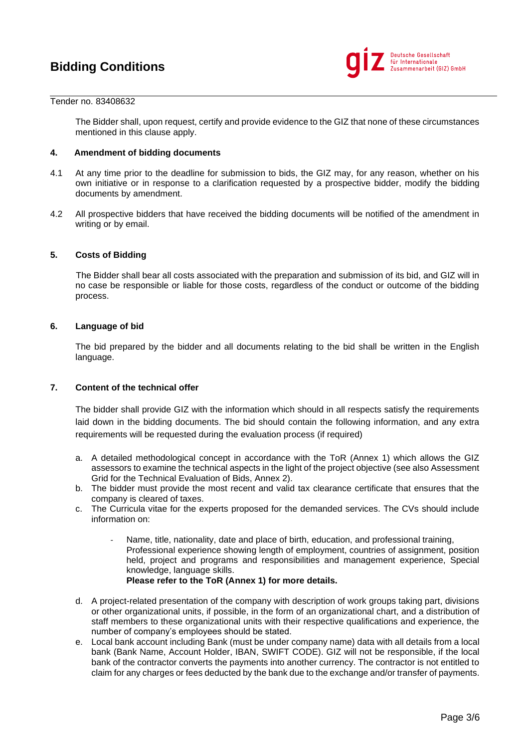The Bidder shall, upon request, certify and provide evidence to the GIZ that none of these circumstances mentioned in this clause apply.

**4. Amendment of bidding documents**

4.1 At any time prior to the deadline for submission to bids, the GIZ may, for any reason, whether on his own initiative or in response to a clarification requested by a prospective bidder, modify the bidding documents by amendment.

4.2 All prospective bidders that have received the bidding documents will be notified of the amendment in writing or by email.

**5. Costs of Bidding**

The Bidder shall bear all costs associated with the preparation and submission of its bid, and GIZ will in no case be responsible or liable for those costs, regardless of the conduct or outcome of the bidding process.

**6. Language of bid**

The bid prepared by the bidder and all documents relating to the bid shall be written in the English language.

**7. Content of the technical offer**

The bidder shall provide GIZ with the information which should in all respects satisfy the requirements laid down in the bidding documents. The bid should contain the following information, and any extra requirements will be requested during the evaluation process (if required)

a. A detailed methodological concept in accordance with the ToR (Annex 1) which allows the GIZ assessors to examine the technical aspects in the light of the project objective (see also Assessment Grid for the Technical Evaluation of Bids, Annex 2).

b. The bidder must provide the most recent and valid tax clearance certificate that ensures that the company is cleared of taxes.

c. The Curricula vitae for the experts proposed for the demanded services. The CVs should include information on:

   - Name, title, nationality, date and place of birth, education, and professional training, Professional experience showing length of employment, countries of assignment, position held, project and programs and responsibilities and management experience, Special knowledge, language skills.
     **Please refer to the ToR (Annex 1) for more details.**

d. A project-related presentation of the company with description of work groups taking part, divisions or other organizational units, if possible, in the form of an organizational chart, and a distribution of staff members to these organizational units with their respective qualifications and experience, the number of company's employees should be stated.

e. Local bank account including Bank (must be under company name) data with all details from a local bank (Bank Name, Account Holder, IBAN, SWIFT CODE). GIZ will not be responsible, if the local bank of the contractor converts the payments into another currency. The contractor is not entitled to claim for any charges or fees deducted by the bank due to the exchange and/or transfer of payments.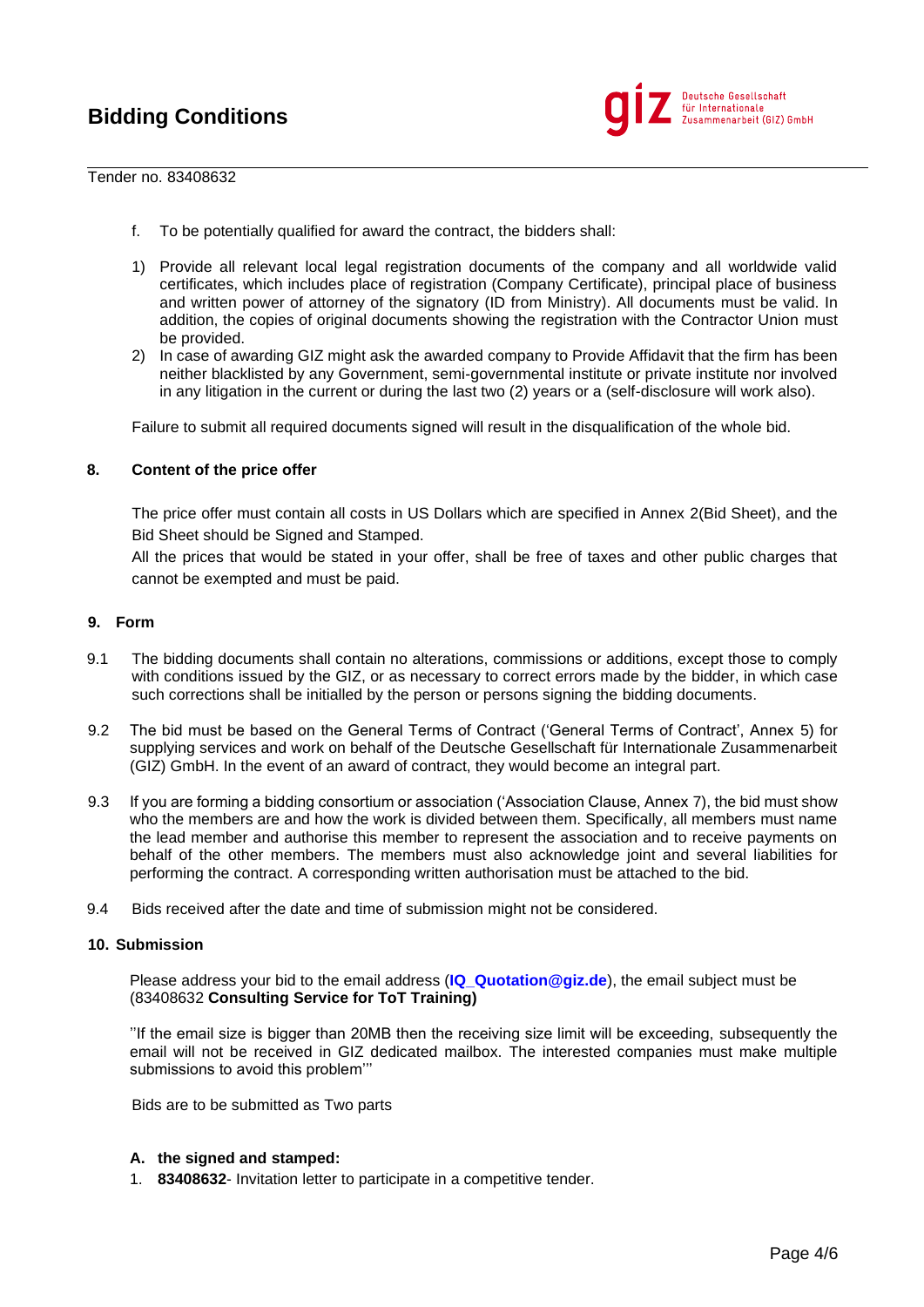f. To be potentially qualified for award the contract, the bidders shall:

1) Provide all relevant local legal registration documents of the company and all worldwide valid certificates, which includes place of registration (Company Certificate), principal place of business and written power of attorney of the signatory (ID from Ministry). All documents must be valid. In addition, the copies of original documents showing the registration with the Contractor Union must be provided.
2) In case of awarding GIZ might ask the awarded company to Provide Affidavit that the firm has been neither blacklisted by any Government, semi-governmental institute or private institute nor involved in any litigation in the current or during the last two (2) years or a (self-disclosure will work also).

Failure to submit all required documents signed will result in the disqualification of the whole bid.

## 8. Content of the price offer

The price offer must contain all costs in US Dollars which are specified in Annex 2(Bid Sheet), and the Bid Sheet should be Signed and Stamped.

All the prices that would be stated in your offer, shall be free of taxes and other public charges that cannot be exempted and must be paid.

## 9. Form

9.1 The bidding documents shall contain no alterations, commissions or additions, except those to comply with conditions issued by the GIZ, or as necessary to correct errors made by the bidder, in which case such corrections shall be initialled by the person or persons signing the bidding documents.

9.2 The bid must be based on the General Terms of Contract ('General Terms of Contract', Annex 5) for supplying services and work on behalf of the Deutsche Gesellschaft für Internationale Zusammenarbeit (GIZ) GmbH. In the event of an award of contract, they would become an integral part.

9.3 If you are forming a bidding consortium or association ('Association Clause, Annex 7), the bid must show who the members are and how the work is divided between them. Specifically, all members must name the lead member and authorise this member to represent the association and to receive payments on behalf of the other members. The members must also acknowledge joint and several liabilities for performing the contract. A corresponding written authorisation must be attached to the bid.

9.4 Bids received after the date and time of submission might not be considered.

## 10. Submission

Please address your bid to the email address (**IQ_Quotation@giz.de**), the email subject must be (83408632 **Consulting Service for ToT Training)**

''If the email size is bigger than 20MB then the receiving size limit will be exceeding, subsequently the email will not be received in GIZ dedicated mailbox. The interested companies must make multiple submissions to avoid this problem'''

Bids are to be submitted as Two parts

**A. the signed and stamped:**

1. **83408632**- Invitation letter to participate in a competitive tender.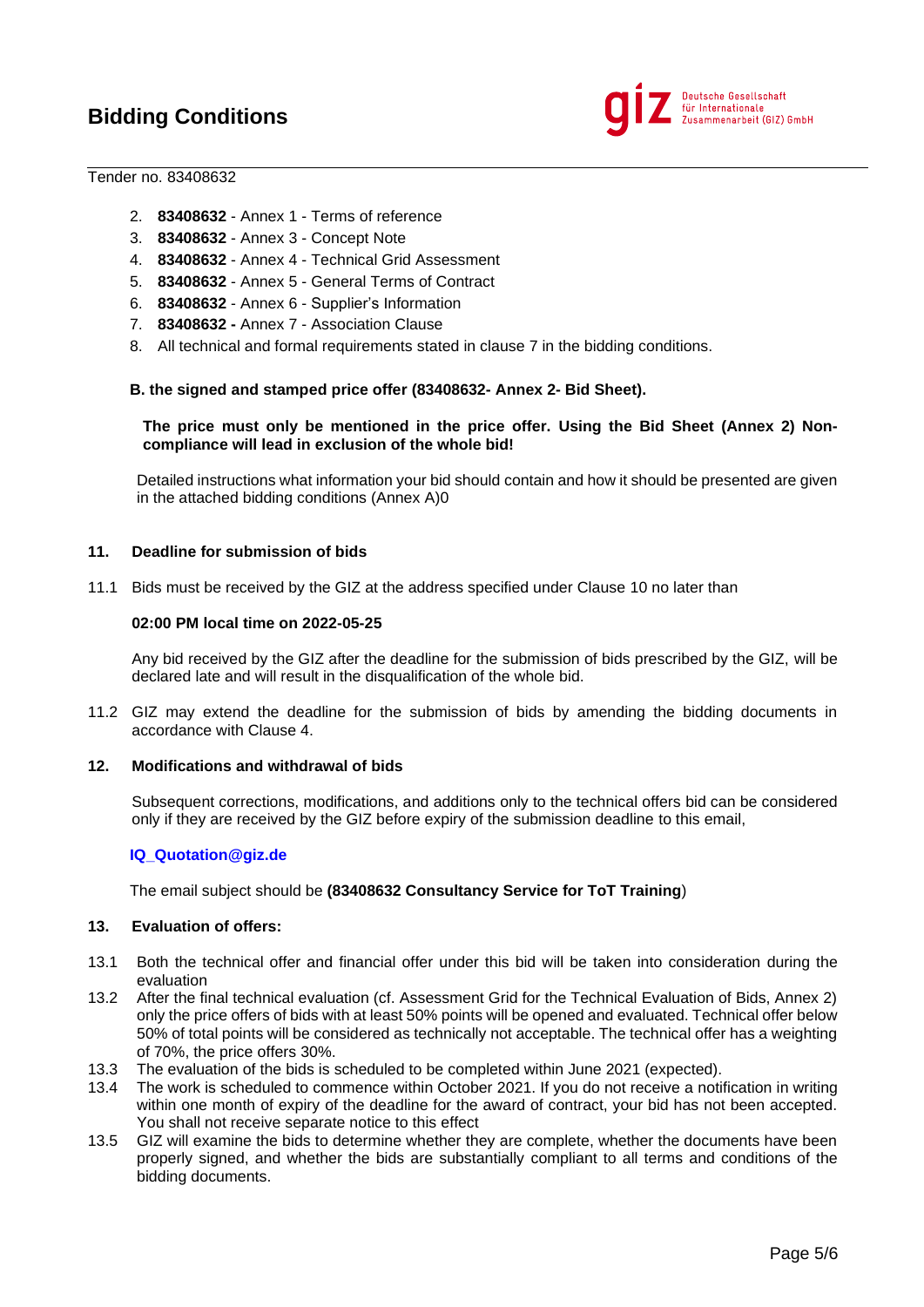Tender no. 83408632

2. **83408632** - Annex 1 - Terms of reference
3. **83408632** - Annex 3 - Concept Note
4. **83408632** - Annex 4 - Technical Grid Assessment
5. **83408632** - Annex 5 - General Terms of Contract
6. **83408632** - Annex 6 - Supplier's Information
7. **83408632 -** Annex 7 - Association Clause
8. All technical and formal requirements stated in clause 7 in the bidding conditions.

**B. the signed and stamped price offer (83408632- Annex 2- Bid Sheet).**

**The price must only be mentioned in the price offer. Using the Bid Sheet (Annex 2) Non-compliance will lead in exclusion of the whole bid!**

Detailed instructions what information your bid should contain and how it should be presented are given in the attached bidding conditions (Annex A)0

## 11. Deadline for submission of bids

11.1 Bids must be received by the GIZ at the address specified under Clause 10 no later than

**02:00 PM local time on 2022-05-25**

Any bid received by the GIZ after the deadline for the submission of bids prescribed by the GIZ, will be declared late and will result in the disqualification of the whole bid.

11.2 GIZ may extend the deadline for the submission of bids by amending the bidding documents in accordance with Clause 4.

## 12. Modifications and withdrawal of bids

Subsequent corrections, modifications, and additions only to the technical offers bid can be considered only if they are received by the GIZ before expiry of the submission deadline to this email,

**IQ_Quotation@giz.de**

The email subject should be **(83408632 Consultancy Service for ToT Training**)

## 13. Evaluation of offers:

13.1 Both the technical offer and financial offer under this bid will be taken into consideration during the evaluation

13.2 After the final technical evaluation (cf. Assessment Grid for the Technical Evaluation of Bids, Annex 2) only the price offers of bids with at least 50% points will be opened and evaluated. Technical offer below 50% of total points will be considered as technically not acceptable. The technical offer has a weighting of 70%, the price offers 30%.

13.3 The evaluation of the bids is scheduled to be completed within June 2021 (expected).

13.4 The work is scheduled to commence within October 2021. If you do not receive a notification in writing within one month of expiry of the deadline for the award of contract, your bid has not been accepted. You shall not receive separate notice to this effect

13.5 GIZ will examine the bids to determine whether they are complete, whether the documents have been properly signed, and whether the bids are substantially compliant to all terms and conditions of the bidding documents.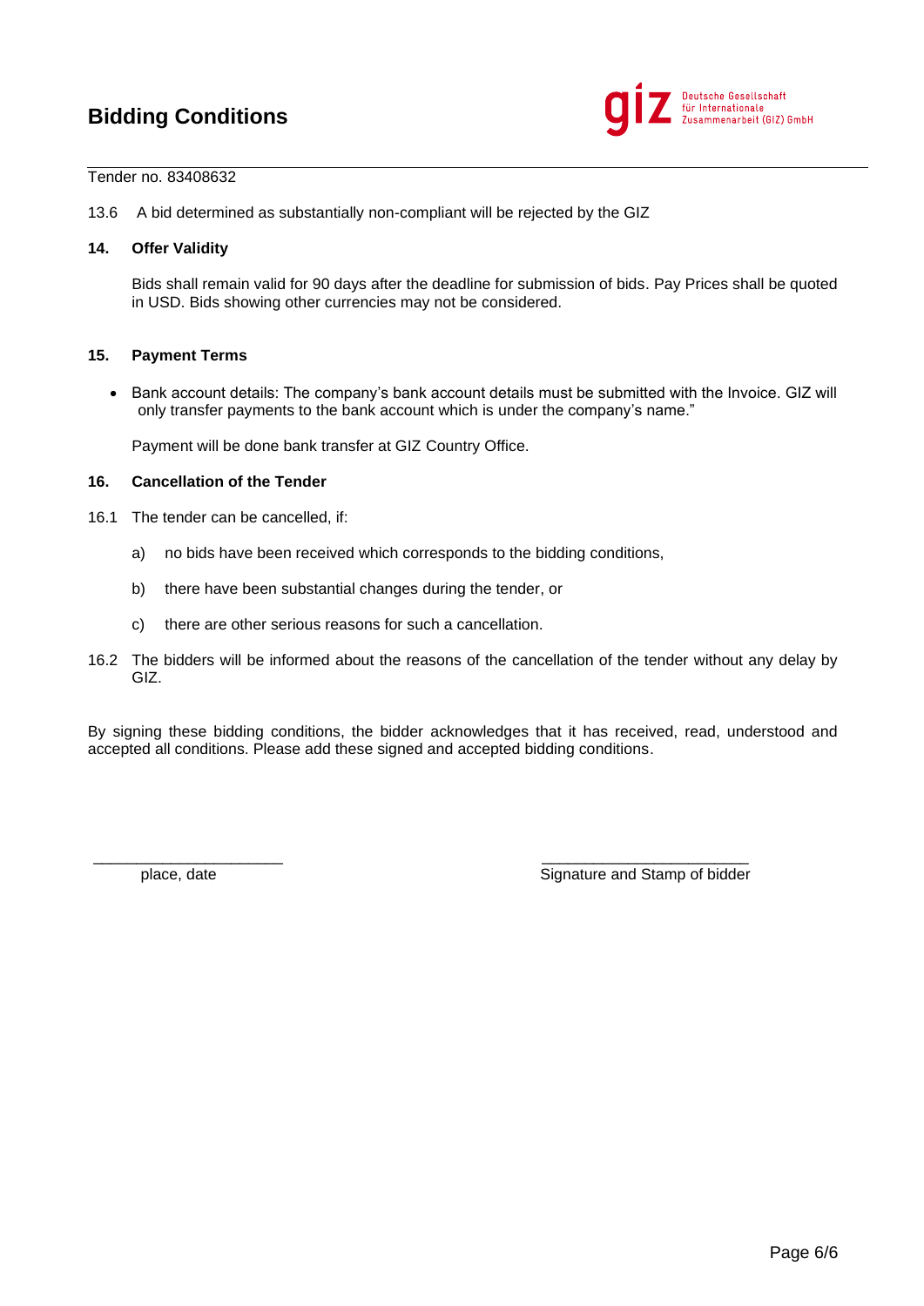Tender no. 83408632

13.6 A bid determined as substantially non-compliant will be rejected by the GIZ

**14. Offer Validity**

Bids shall remain valid for 90 days after the deadline for submission of bids. Pay Prices shall be quoted in USD. Bids showing other currencies may not be considered.

**15. Payment Terms**

- Bank account details: The company's bank account details must be submitted with the Invoice. GIZ will only transfer payments to the bank account which is under the company's name."

Payment will be done bank transfer at GIZ Country Office.

**16. Cancellation of the Tender**

16.1 The tender can be cancelled, if:

a) no bids have been received which corresponds to the bidding conditions,

b) there have been substantial changes during the tender, or

c) there are other serious reasons for such a cancellation.

16.2 The bidders will be informed about the reasons of the cancellation of the tender without any delay by GIZ.

By signing these bidding conditions, the bidder acknowledges that it has received, read, understood and accepted all conditions. Please add these signed and accepted bidding conditions.

______________________ place, date

________________________ Signature and Stamp of bidder